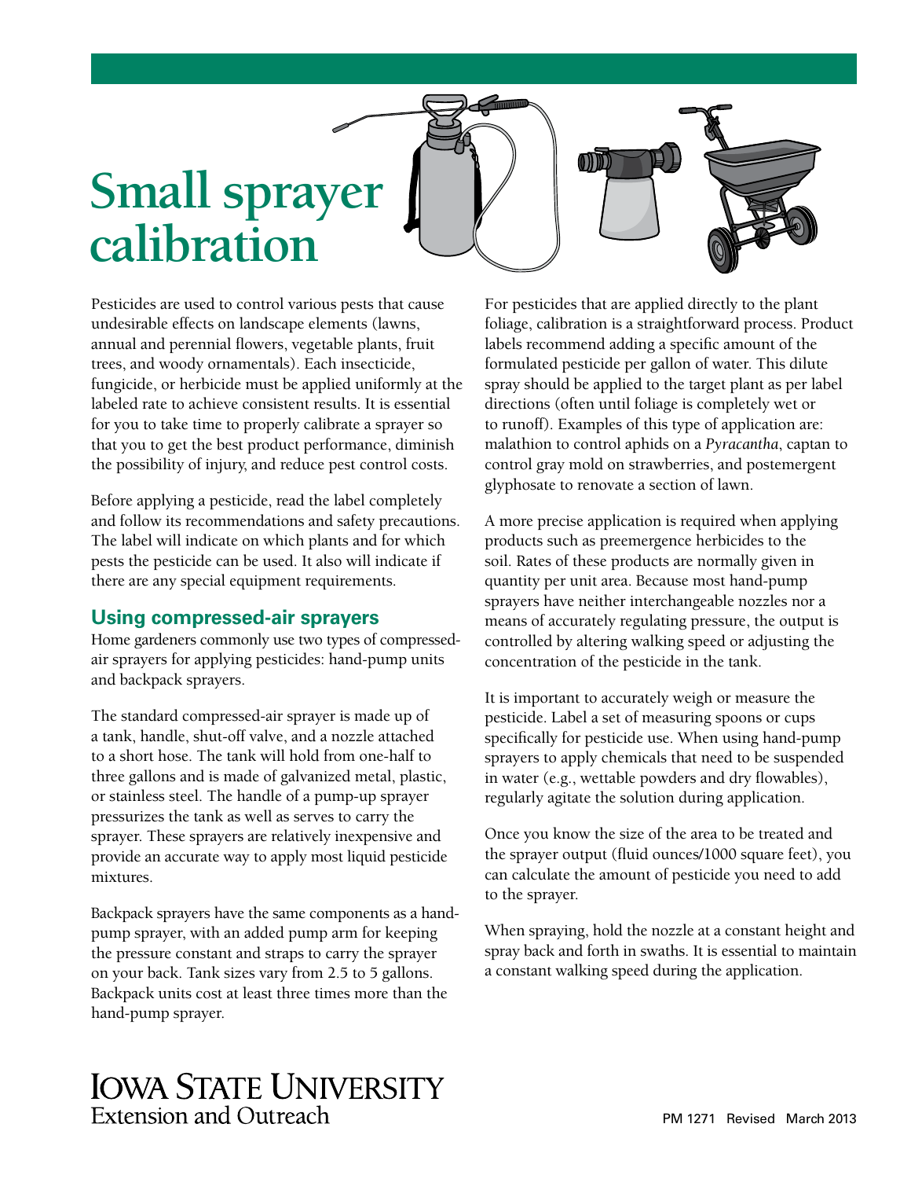# Small sprayer calibration

Pesticides are used to control various pests that cause undesirable effects on landscape elements (lawns, annual and perennial flowers, vegetable plants, fruit trees, and woody ornamentals). Each insecticide, fungicide, or herbicide must be applied uniformly at the labeled rate to achieve consistent results. It is essential for you to take time to properly calibrate a sprayer so that you to get the best product performance, diminish the possibility of injury, and reduce pest control costs.

Before applying a pesticide, read the label completely and follow its recommendations and safety precautions. The label will indicate on which plants and for which pests the pesticide can be used. It also will indicate if there are any special equipment requirements.

## Using compressed-air sprayers

Home gardeners commonly use two types of compressed-air sprayers for applying pesticides: hand-pump units and backpack sprayers.

The standard compressed-air sprayer is made up of a tank, handle, shut-off valve, and a nozzle attached to a short hose. The tank will hold from one-half to three gallons and is made of galvanized metal, plastic, or stainless steel. The handle of a pump-up sprayer pressurizes the tank as well as serves to carry the sprayer. These sprayers are relatively inexpensive and provide an accurate way to apply most liquid pesticide mixtures.

Backpack sprayers have the same components as a hand-pump sprayer, with an added pump arm for keeping the pressure constant and straps to carry the sprayer on your back. Tank sizes vary from 2.5 to 5 gallons. Backpack units cost at least three times more than the hand-pump sprayer.

For pesticides that are applied directly to the plant foliage, calibration is a straightforward process. Product labels recommend adding a specific amount of the formulated pesticide per gallon of water. This dilute spray should be applied to the target plant as per label directions (often until foliage is completely wet or to runoff). Examples of this type of application are: malathion to control aphids on a *Pyracantha*, captan to control gray mold on strawberries, and postemergent glyphosate to renovate a section of lawn.

A more precise application is required when applying products such as preemergence herbicides to the soil. Rates of these products are normally given in quantity per unit area. Because most hand-pump sprayers have neither interchangeable nozzles nor a means of accurately regulating pressure, the output is controlled by altering walking speed or adjusting the concentration of the pesticide in the tank.

It is important to accurately weigh or measure the pesticide. Label a set of measuring spoons or cups specifically for pesticide use. When using hand-pump sprayers to apply chemicals that need to be suspended in water (e.g., wettable powders and dry flowables), regularly agitate the solution during application.

Once you know the size of the area to be treated and the sprayer output (fluid ounces/1000 square feet), you can calculate the amount of pesticide you need to add to the sprayer.

When spraying, hold the nozzle at a constant height and spray back and forth in swaths. It is essential to maintain a constant walking speed during the application.

IOWA STATE UNIVERSITY
Extension and Outreach

PM 1271 Revised March 2013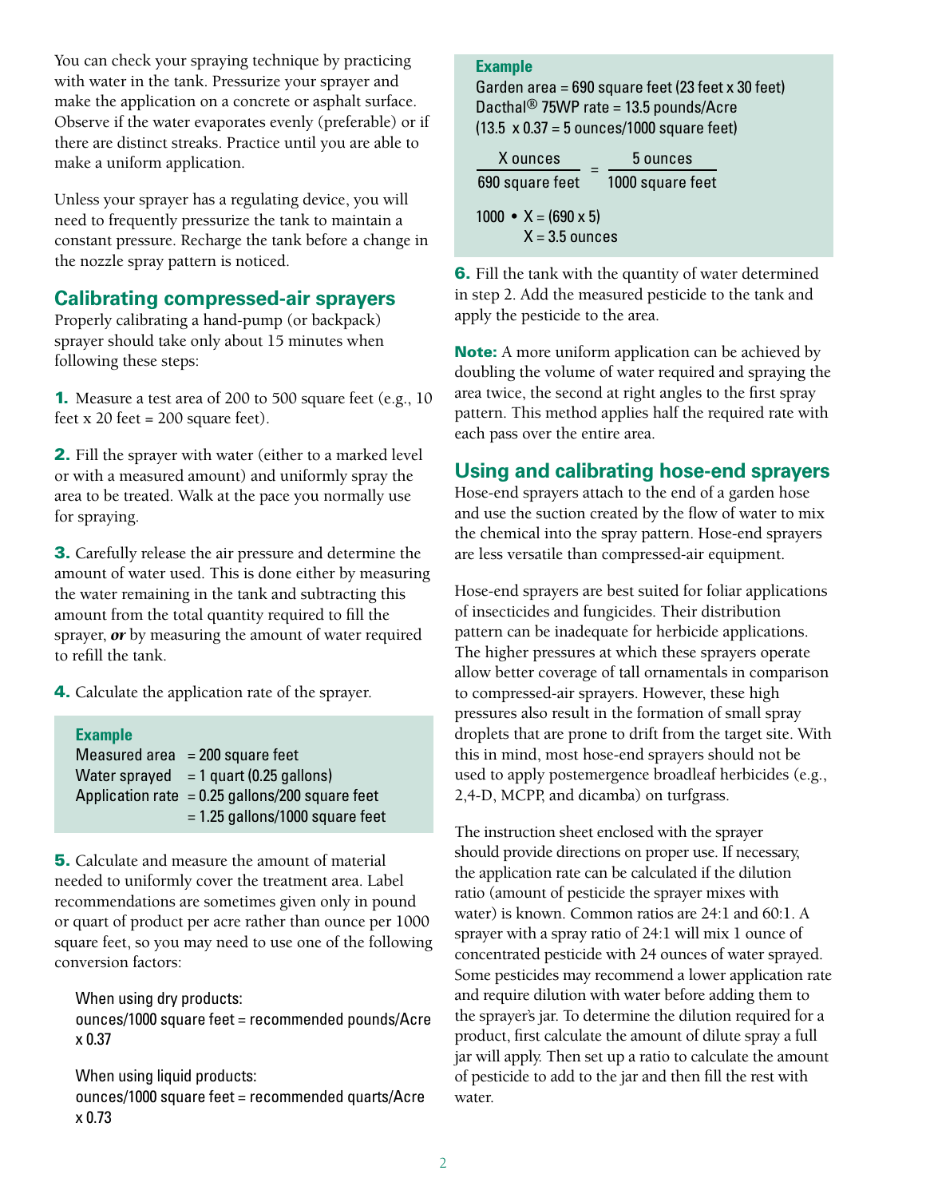You can check your spraying technique by practicing with water in the tank. Pressurize your sprayer and make the application on a concrete or asphalt surface. Observe if the water evaporates evenly (preferable) or if there are distinct streaks. Practice until you are able to make a uniform application.

Unless your sprayer has a regulating device, you will need to frequently pressurize the tank to maintain a constant pressure. Recharge the tank before a change in the nozzle spray pattern is noticed.

## Calibrating compressed-air sprayers

Properly calibrating a hand-pump (or backpack) sprayer should take only about 15 minutes when following these steps:

**1.** Measure a test area of 200 to 500 square feet (e.g., 10 feet x 20 feet = 200 square feet).

**2.** Fill the sprayer with water (either to a marked level or with a measured amount) and uniformly spray the area to be treated. Walk at the pace you normally use for spraying.

**3.** Carefully release the air pressure and determine the amount of water used. This is done either by measuring the water remaining in the tank and subtracting this amount from the total quantity required to fill the sprayer, ***or*** by measuring the amount of water required to refill the tank.

**4.** Calculate the application rate of the sprayer.

> **Example**
> Measured area = 200 square feet
> Water sprayed = 1 quart (0.25 gallons)
> Application rate = 0.25 gallons/200 square feet
> = 1.25 gallons/1000 square feet

**5.** Calculate and measure the amount of material needed to uniformly cover the treatment area. Label recommendations are sometimes given only in pound or quart of product per acre rather than ounce per 1000 square feet, so you may need to use one of the following conversion factors:

When using dry products:
ounces/1000 square feet = recommended pounds/Acre x 0.37

When using liquid products:
ounces/1000 square feet = recommended quarts/Acre x 0.73

> **Example**
> Garden area = 690 square feet (23 feet x 30 feet)
> Dacthal® 75WP rate = 13.5 pounds/Acre
> (13.5 x 0.37 = 5 ounces/1000 square feet)
>
> $$\frac{X \text{ ounces}}{690 \text{ square feet}} = \frac{5 \text{ ounces}}{1000 \text{ square feet}}$$
>
> $1000 \cdot X = (690 \times 5)$
> $X = 3.5$ ounces

**6.** Fill the tank with the quantity of water determined in step 2. Add the measured pesticide to the tank and apply the pesticide to the area.

**Note:** A more uniform application can be achieved by doubling the volume of water required and spraying the area twice, the second at right angles to the first spray pattern. This method applies half the required rate with each pass over the entire area.

## Using and calibrating hose-end sprayers

Hose-end sprayers attach to the end of a garden hose and use the suction created by the flow of water to mix the chemical into the spray pattern. Hose-end sprayers are less versatile than compressed-air equipment.

Hose-end sprayers are best suited for foliar applications of insecticides and fungicides. Their distribution pattern can be inadequate for herbicide applications. The higher pressures at which these sprayers operate allow better coverage of tall ornamentals in comparison to compressed-air sprayers. However, these high pressures also result in the formation of small spray droplets that are prone to drift from the target site. With this in mind, most hose-end sprayers should not be used to apply postemergence broadleaf herbicides (e.g., 2,4-D, MCPP, and dicamba) on turfgrass.

The instruction sheet enclosed with the sprayer should provide directions on proper use. If necessary, the application rate can be calculated if the dilution ratio (amount of pesticide the sprayer mixes with water) is known. Common ratios are 24:1 and 60:1. A sprayer with a spray ratio of 24:1 will mix 1 ounce of concentrated pesticide with 24 ounces of water sprayed. Some pesticides may recommend a lower application rate and require dilution with water before adding them to the sprayer's jar. To determine the dilution required for a product, first calculate the amount of dilute spray a full jar will apply. Then set up a ratio to calculate the amount of pesticide to add to the jar and then fill the rest with water.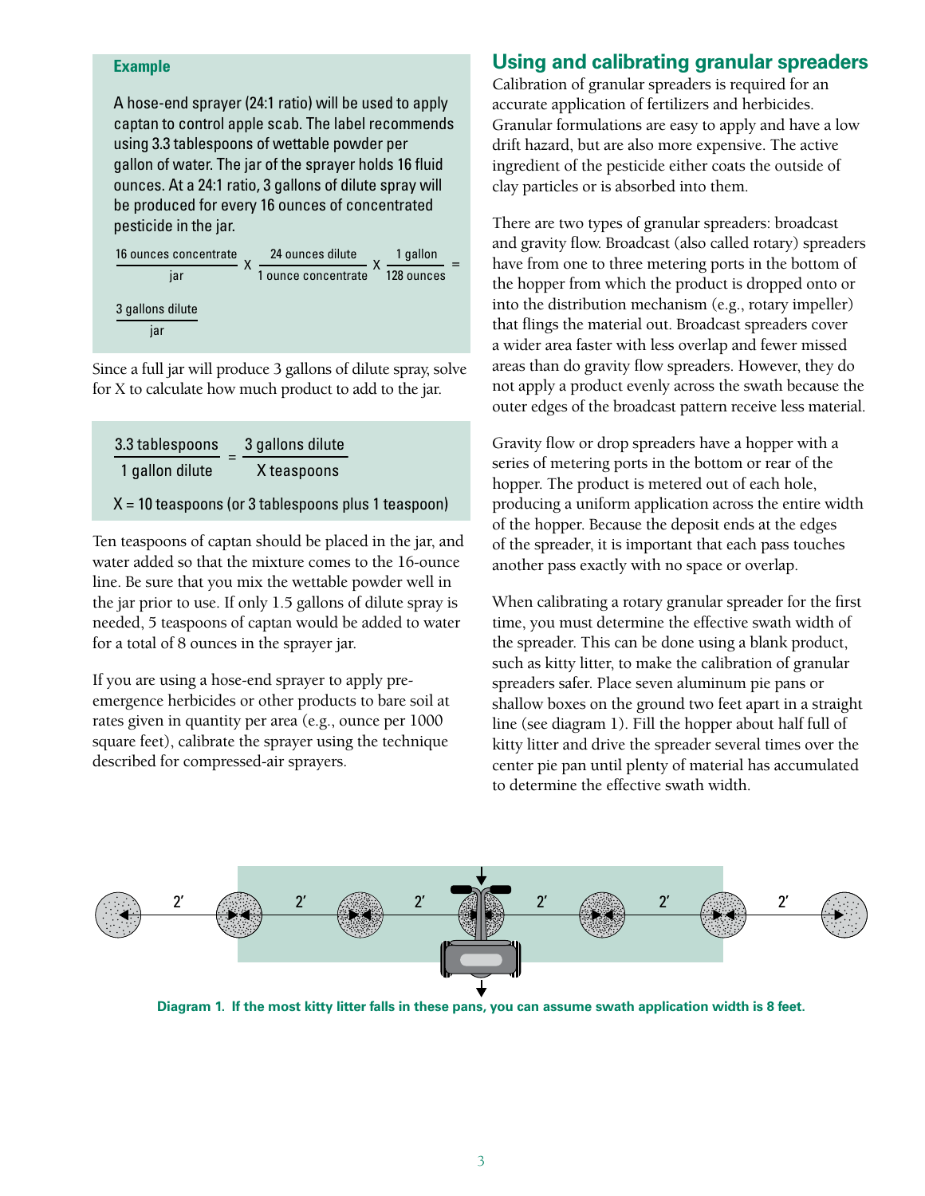**Example**

A hose-end sprayer (24:1 ratio) will be used to apply captan to control apple scab. The label recommends using 3.3 tablespoons of wettable powder per gallon of water. The jar of the sprayer holds 16 fluid ounces. At a 24:1 ratio, 3 gallons of dilute spray will be produced for every 16 ounces of concentrated pesticide in the jar.

$$\frac{\text{16 ounces concentrate}}{\text{jar}} \times \frac{\text{24 ounces dilute}}{\text{1 ounce concentrate}} \times \frac{\text{1 gallon}}{\text{128 ounces}} = \frac{\text{3 gallons dilute}}{\text{jar}}$$

Since a full jar will produce 3 gallons of dilute spray, solve for X to calculate how much product to add to the jar.

$$\frac{\text{3.3 tablespoons}}{\text{1 gallon dilute}} = \frac{\text{3 gallons dilute}}{\text{X teaspoons}}$$

X = 10 teaspoons (or 3 tablespoons plus 1 teaspoon)

Ten teaspoons of captan should be placed in the jar, and water added so that the mixture comes to the 16-ounce line. Be sure that you mix the wettable powder well in the jar prior to use. If only 1.5 gallons of dilute spray is needed, 5 teaspoons of captan would be added to water for a total of 8 ounces in the sprayer jar.

If you are using a hose-end sprayer to apply pre-emergence herbicides or other products to bare soil at rates given in quantity per area (e.g., ounce per 1000 square feet), calibrate the sprayer using the technique described for compressed-air sprayers.

## Using and calibrating granular spreaders

Calibration of granular spreaders is required for an accurate application of fertilizers and herbicides. Granular formulations are easy to apply and have a low drift hazard, but are also more expensive. The active ingredient of the pesticide either coats the outside of clay particles or is absorbed into them.

There are two types of granular spreaders: broadcast and gravity flow. Broadcast (also called rotary) spreaders have from one to three metering ports in the bottom of the hopper from which the product is dropped onto or into the distribution mechanism (e.g., rotary impeller) that flings the material out. Broadcast spreaders cover a wider area faster with less overlap and fewer missed areas than do gravity flow spreaders. However, they do not apply a product evenly across the swath because the outer edges of the broadcast pattern receive less material.

Gravity flow or drop spreaders have a hopper with a series of metering ports in the bottom or rear of the hopper. The product is metered out of each hole, producing a uniform application across the entire width of the hopper. Because the deposit ends at the edges of the spreader, it is important that each pass touches another pass exactly with no space or overlap.

When calibrating a rotary granular spreader for the first time, you must determine the effective swath width of the spreader. This can be done using a blank product, such as kitty litter, to make the calibration of granular spreaders safer. Place seven aluminum pie pans or shallow boxes on the ground two feet apart in a straight line (see diagram 1). Fill the hopper about half full of kitty litter and drive the spreader several times over the center pie pan until plenty of material has accumulated to determine the effective swath width.

2′ 2′ 2′ 2′ 2′ 2′

Diagram 1. If the most kitty litter falls in these pans, you can assume swath application width is 8 feet.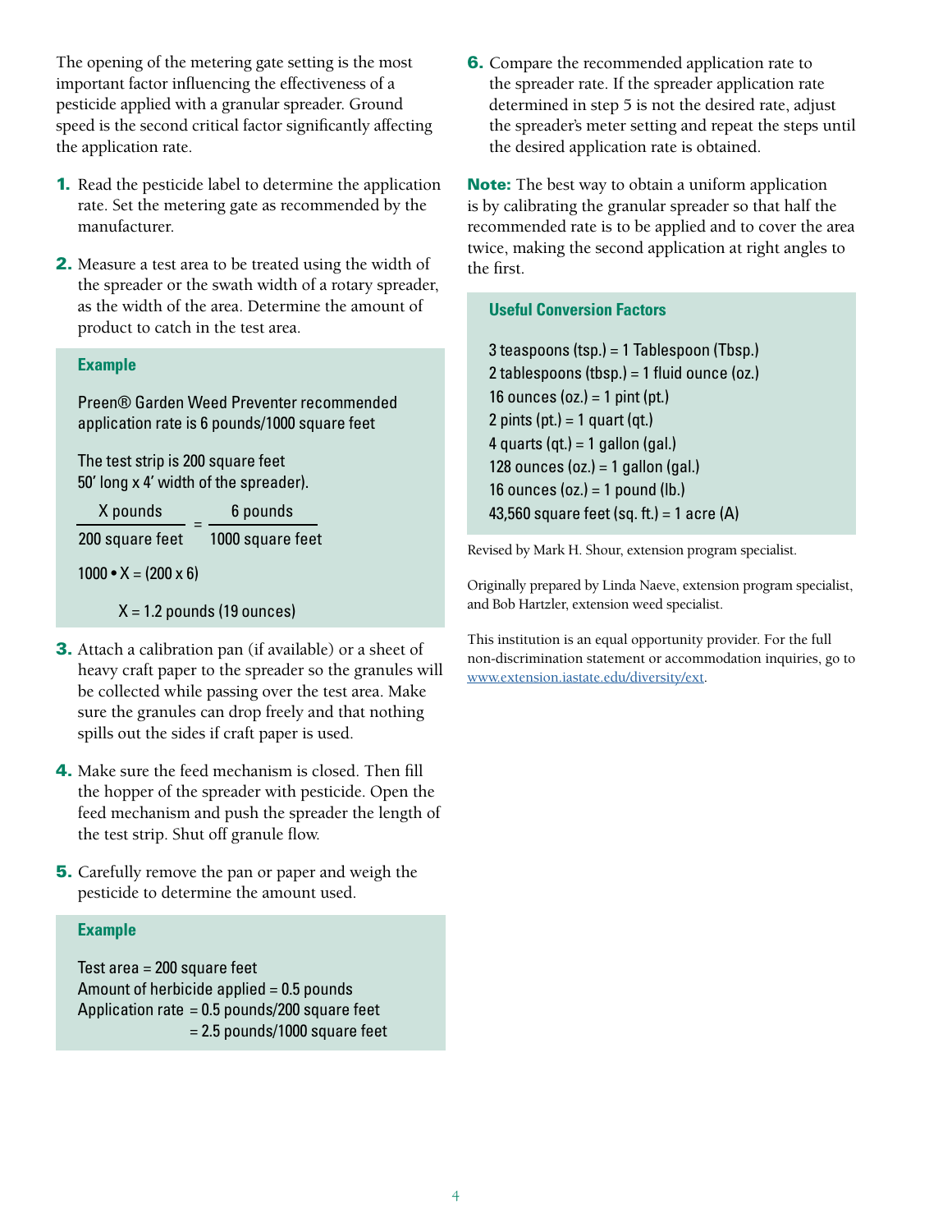The opening of the metering gate setting is the most important factor influencing the effectiveness of a pesticide applied with a granular spreader. Ground speed is the second critical factor significantly affecting the application rate.

1. Read the pesticide label to determine the application rate. Set the metering gate as recommended by the manufacturer.

2. Measure a test area to be treated using the width of the spreader or the swath width of a rotary spreader, as the width of the area. Determine the amount of product to catch in the test area.

### Example

Preen® Garden Weed Preventer recommended application rate is 6 pounds/1000 square feet

The test strip is 200 square feet
50′ long x 4′ width of the spreader).

$$\frac{X \text{ pounds}}{200 \text{ square feet}} = \frac{6 \text{ pounds}}{1000 \text{ square feet}}$$

$1000 \cdot X = (200 \times 6)$

$X = 1.2$ pounds (19 ounces)

3. Attach a calibration pan (if available) or a sheet of heavy craft paper to the spreader so the granules will be collected while passing over the test area. Make sure the granules can drop freely and that nothing spills out the sides if craft paper is used.

4. Make sure the feed mechanism is closed. Then fill the hopper of the spreader with pesticide. Open the feed mechanism and push the spreader the length of the test strip. Shut off granule flow.

5. Carefully remove the pan or paper and weigh the pesticide to determine the amount used.

### Example

Test area = 200 square feet
Amount of herbicide applied = 0.5 pounds
Application rate = 0.5 pounds/200 square feet
= 2.5 pounds/1000 square feet

6. Compare the recommended application rate to the spreader rate. If the spreader application rate determined in step 5 is not the desired rate, adjust the spreader's meter setting and repeat the steps until the desired application rate is obtained.

**Note:** The best way to obtain a uniform application is by calibrating the granular spreader so that half the recommended rate is to be applied and to cover the area twice, making the second application at right angles to the first.

### Useful Conversion Factors

3 teaspoons (tsp.) = 1 Tablespoon (Tbsp.)
2 tablespoons (tbsp.) = 1 fluid ounce (oz.)
16 ounces (oz.) = 1 pint (pt.)
2 pints (pt.) = 1 quart (qt.)
4 quarts (qt.) = 1 gallon (gal.)
128 ounces (oz.) = 1 gallon (gal.)
16 ounces (oz.) = 1 pound (lb.)
43,560 square feet (sq. ft.) = 1 acre (A)

Revised by Mark H. Shour, extension program specialist.

Originally prepared by Linda Naeve, extension program specialist, and Bob Hartzler, extension weed specialist.

This institution is an equal opportunity provider. For the full non-discrimination statement or accommodation inquiries, go to www.extension.iastate.edu/diversity/ext.